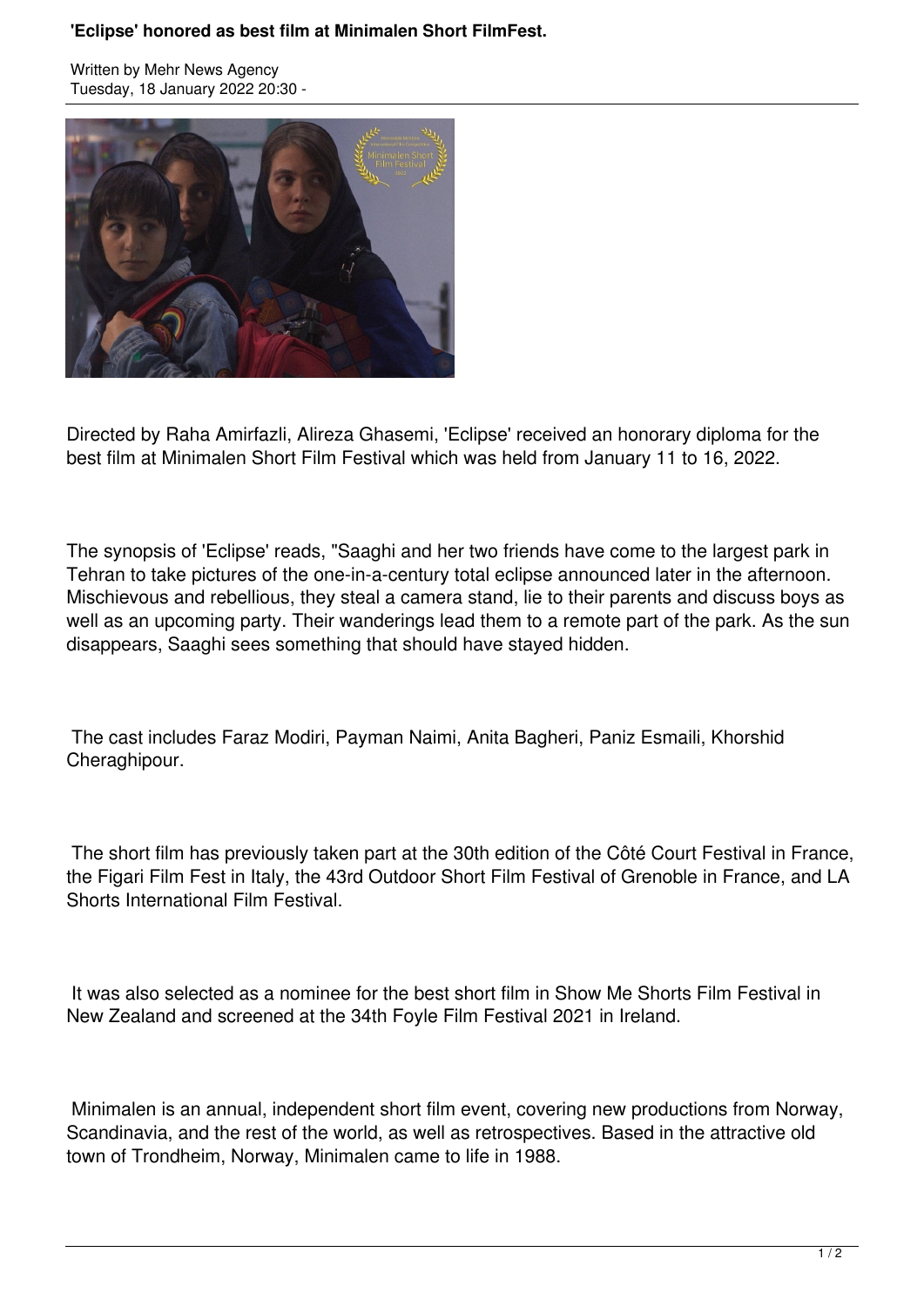# 'Eclipse' honored as best film at Minimalen Short FilmFest.

Written by Mehr News Agency
Tuesday, 18 January 2022 20:30 -

Directed by Raha Amirfazli, Alireza Ghasemi, 'Eclipse' received an honorary diploma for the best film at Minimalen Short Film Festival which was held from January 11 to 16, 2022.

The synopsis of 'Eclipse' reads, "Saaghi and her two friends have come to the largest park in Tehran to take pictures of the one-in-a-century total eclipse announced later in the afternoon. Mischievous and rebellious, they steal a camera stand, lie to their parents and discuss boys as well as an upcoming party. Their wanderings lead them to a remote part of the park. As the sun disappears, Saaghi sees something that should have stayed hidden.

The cast includes Faraz Modiri, Payman Naimi, Anita Bagheri, Paniz Esmaili, Khorshid Cheraghipour.

The short film has previously taken part at the 30th edition of the Côté Court Festival in France, the Figari Film Fest in Italy, the 43rd Outdoor Short Film Festival of Grenoble in France, and LA Shorts International Film Festival.

It was also selected as a nominee for the best short film in Show Me Shorts Film Festival in New Zealand and screened at the 34th Foyle Film Festival 2021 in Ireland.

Minimalen is an annual, independent short film event, covering new productions from Norway, Scandinavia, and the rest of the world, as well as retrospectives. Based in the attractive old town of Trondheim, Norway, Minimalen came to life in 1988.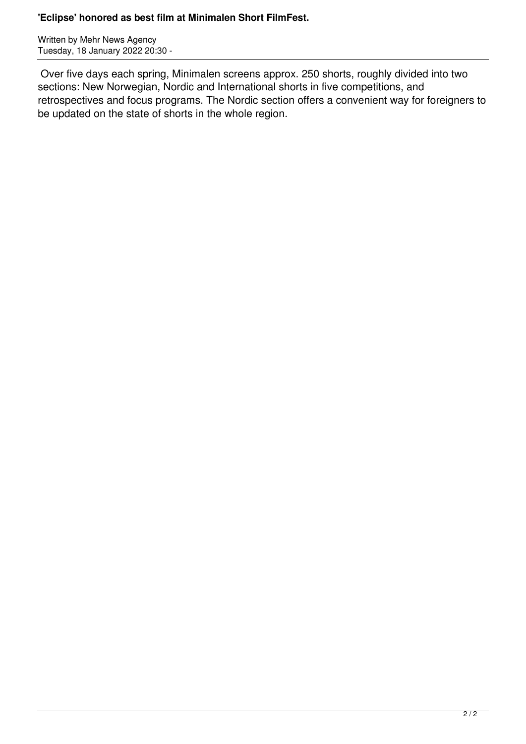Over five days each spring, Minimalen screens approx. 250 shorts, roughly divided into two sections: New Norwegian, Nordic and International shorts in five competitions, and retrospectives and focus programs. The Nordic section offers a convenient way for foreigners to be updated on the state of shorts in the whole region.